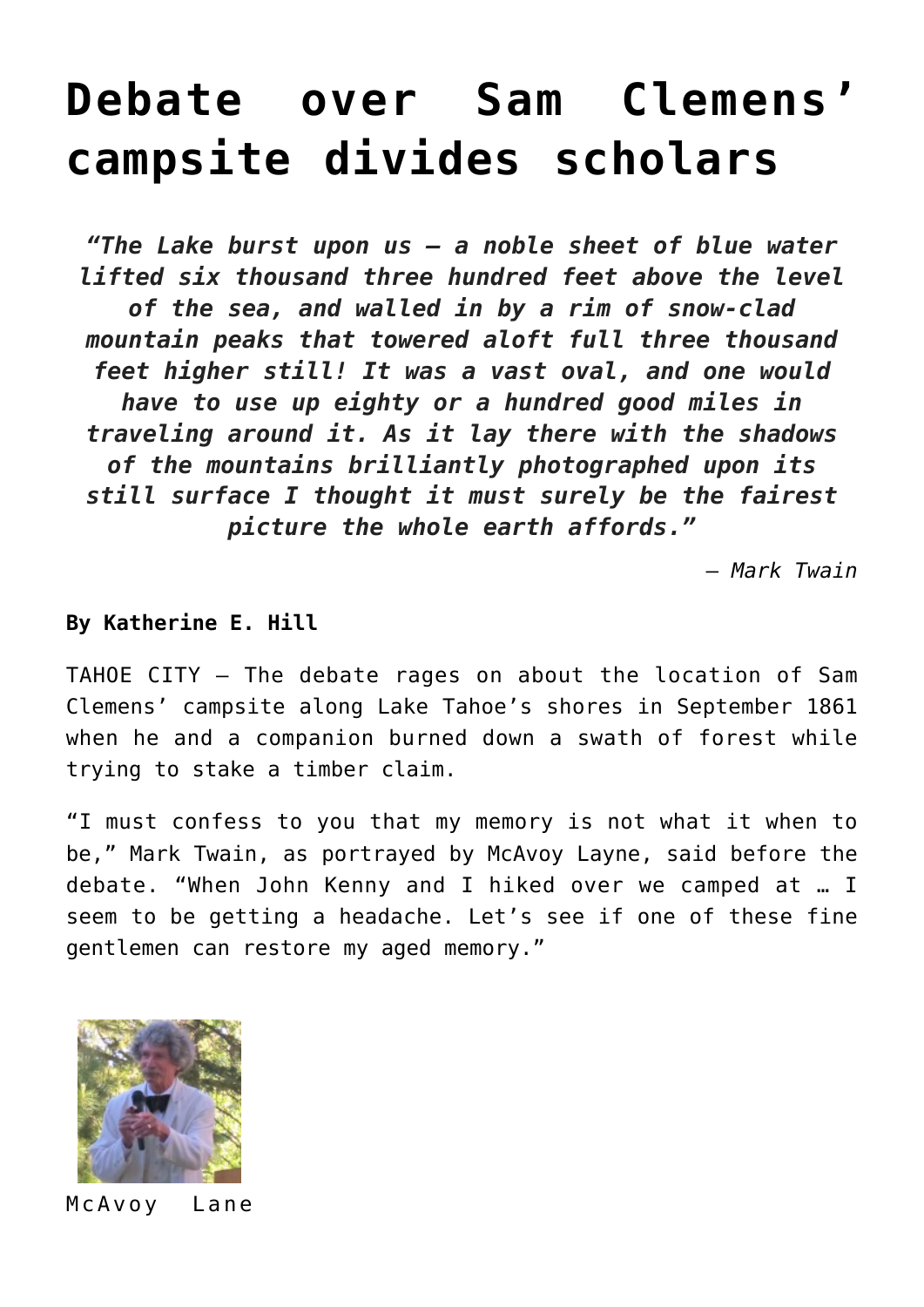# Debate over Sam Clemens' campsite divides scholars

*"The Lake burst upon us — a noble sheet of blue water lifted six thousand three hundred feet above the level of the sea, and walled in by a rim of snow-clad mountain peaks that towered aloft full three thousand feet higher still! It was a vast oval, and one would have to use up eighty or a hundred good miles in traveling around it. As it lay there with the shadows of the mountains brilliantly photographed upon its still surface I thought it must surely be the fairest picture the whole earth affords."*

*— Mark Twain*

**By Katherine E. Hill**

TAHOE CITY — The debate rages on about the location of Sam Clemens' campsite along Lake Tahoe's shores in September 1861 when he and a companion burned down a swath of forest while trying to stake a timber claim.

"I must confess to you that my memory is not what it when to be," Mark Twain, as portrayed by McAvoy Layne, said before the debate. "When John Kenny and I hiked over we camped at … I seem to be getting a headache. Let's see if one of these fine gentlemen can restore my aged memory."

McAvoy Lane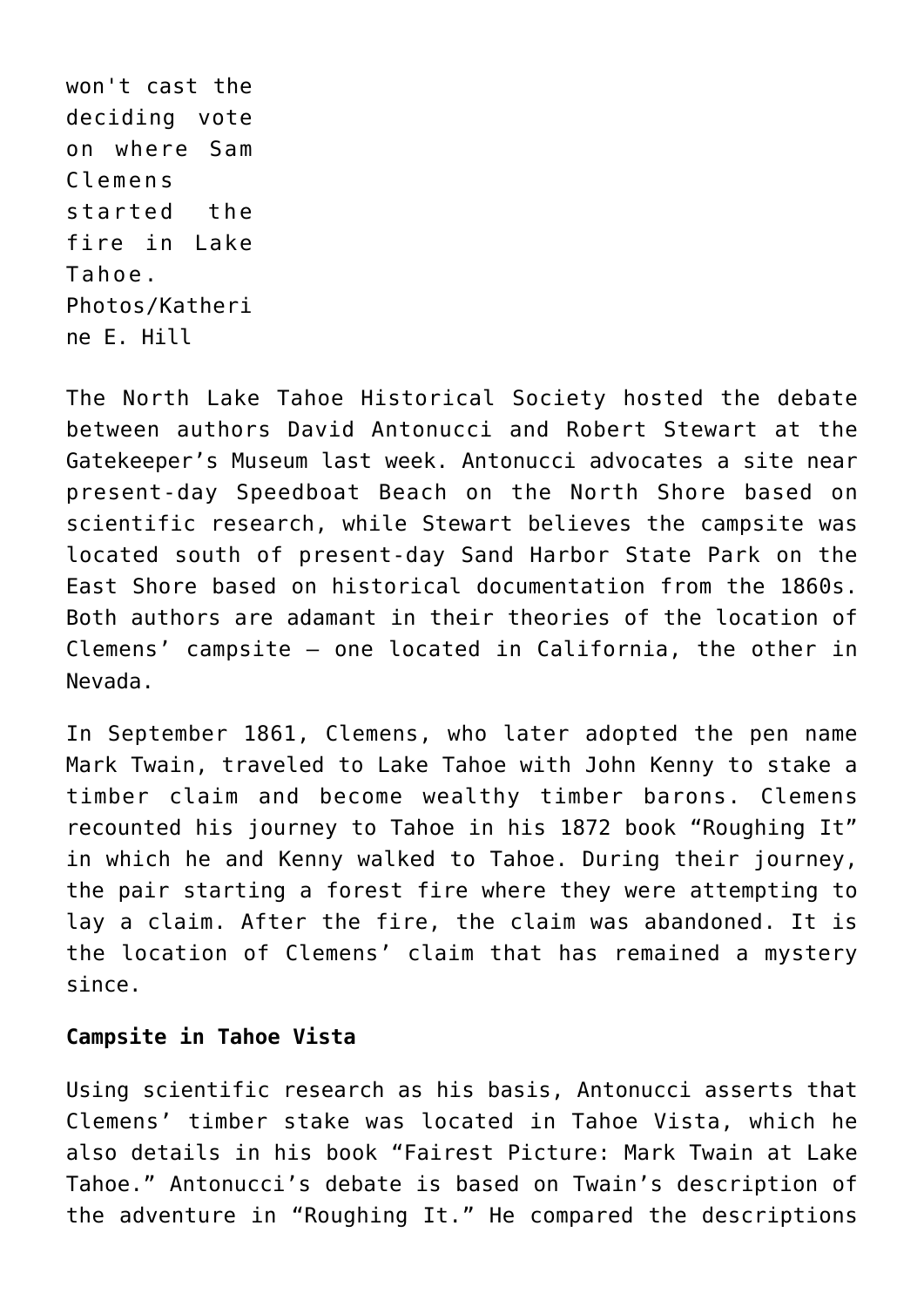won't cast the deciding vote on where Sam Clemens started the fire in Lake Tahoe. Photos/Katherine E. Hill

The North Lake Tahoe Historical Society hosted the debate between authors David Antonucci and Robert Stewart at the Gatekeeper's Museum last week. Antonucci advocates a site near present-day Speedboat Beach on the North Shore based on scientific research, while Stewart believes the campsite was located south of present-day Sand Harbor State Park on the East Shore based on historical documentation from the 1860s. Both authors are adamant in their theories of the location of Clemens' campsite – one located in California, the other in Nevada.

In September 1861, Clemens, who later adopted the pen name Mark Twain, traveled to Lake Tahoe with John Kenny to stake a timber claim and become wealthy timber barons. Clemens recounted his journey to Tahoe in his 1872 book "Roughing It" in which he and Kenny walked to Tahoe. During their journey, the pair starting a forest fire where they were attempting to lay a claim. After the fire, the claim was abandoned. It is the location of Clemens' claim that has remained a mystery since.

**Campsite in Tahoe Vista**

Using scientific research as his basis, Antonucci asserts that Clemens' timber stake was located in Tahoe Vista, which he also details in his book "Fairest Picture: Mark Twain at Lake Tahoe." Antonucci's debate is based on Twain's description of the adventure in "Roughing It." He compared the descriptions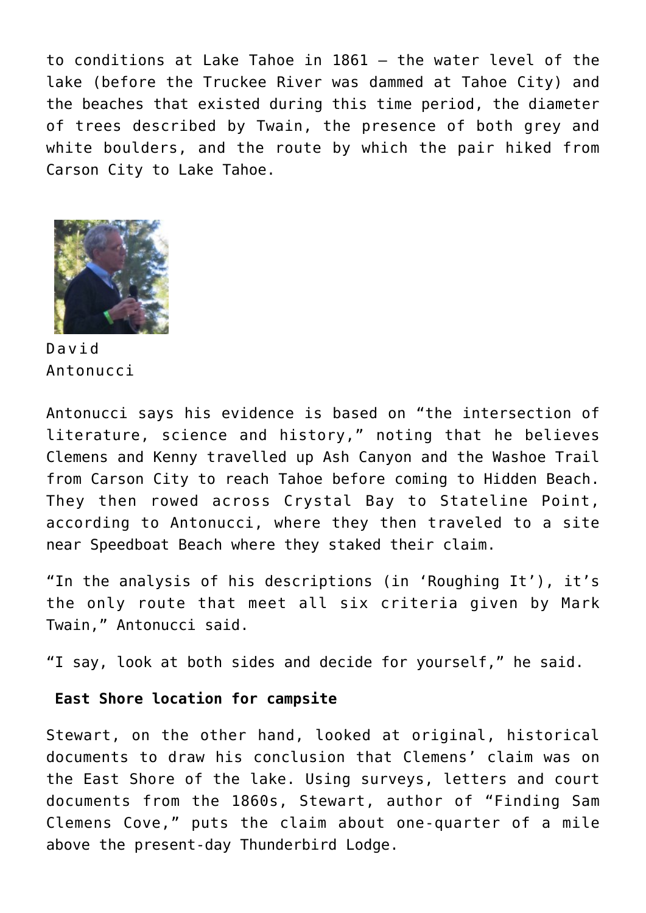to conditions at Lake Tahoe in 1861 – the water level of the lake (before the Truckee River was dammed at Tahoe City) and the beaches that existed during this time period, the diameter of trees described by Twain, the presence of both grey and white boulders, and the route by which the pair hiked from Carson City to Lake Tahoe.

David Antonucci

Antonucci says his evidence is based on "the intersection of literature, science and history," noting that he believes Clemens and Kenny travelled up Ash Canyon and the Washoe Trail from Carson City to reach Tahoe before coming to Hidden Beach. They then rowed across Crystal Bay to Stateline Point, according to Antonucci, where they then traveled to a site near Speedboat Beach where they staked their claim.

"In the analysis of his descriptions (in 'Roughing It'), it's the only route that meet all six criteria given by Mark Twain," Antonucci said.

"I say, look at both sides and decide for yourself," he said.

**East Shore location for campsite**

Stewart, on the other hand, looked at original, historical documents to draw his conclusion that Clemens' claim was on the East Shore of the lake. Using surveys, letters and court documents from the 1860s, Stewart, author of "Finding Sam Clemens Cove," puts the claim about one-quarter of a mile above the present-day Thunderbird Lodge.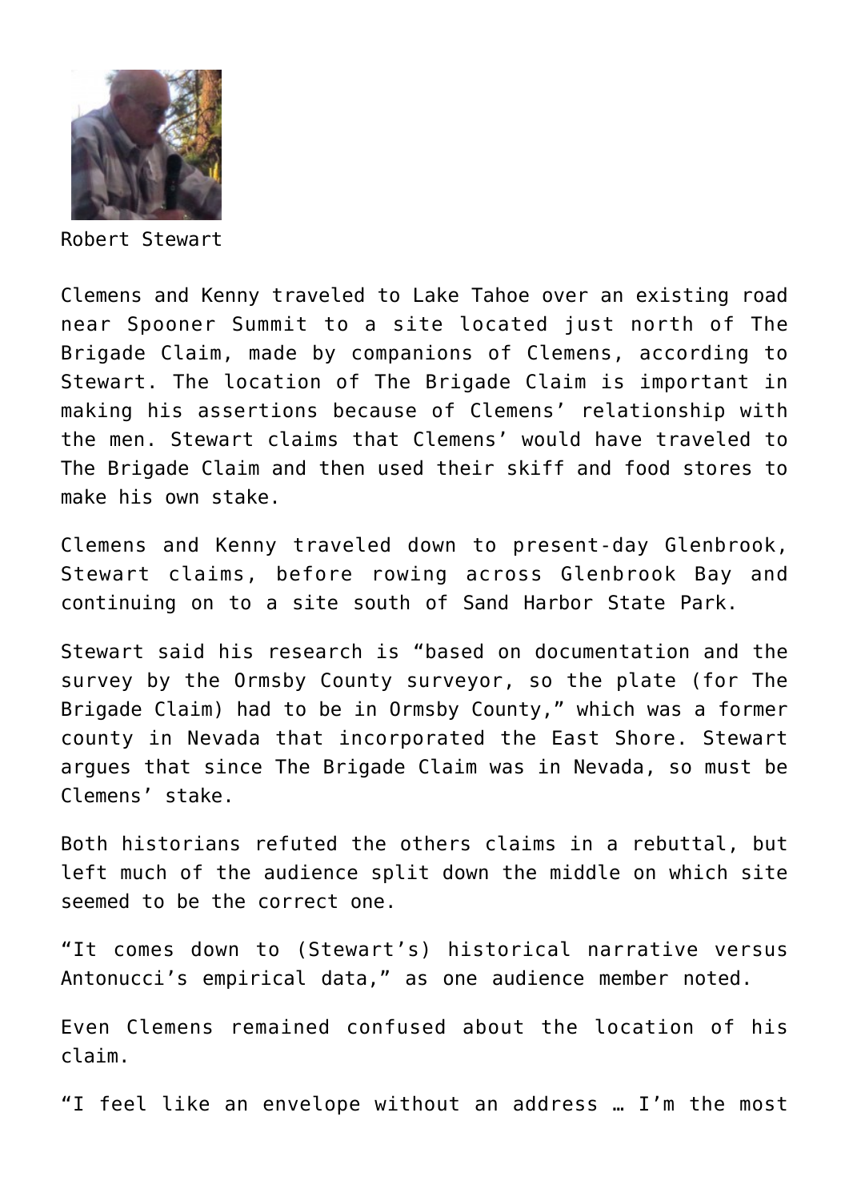Robert Stewart

Clemens and Kenny traveled to Lake Tahoe over an existing road near Spooner Summit to a site located just north of The Brigade Claim, made by companions of Clemens, according to Stewart. The location of The Brigade Claim is important in making his assertions because of Clemens' relationship with the men. Stewart claims that Clemens' would have traveled to The Brigade Claim and then used their skiff and food stores to make his own stake.

Clemens and Kenny traveled down to present-day Glenbrook, Stewart claims, before rowing across Glenbrook Bay and continuing on to a site south of Sand Harbor State Park.

Stewart said his research is "based on documentation and the survey by the Ormsby County surveyor, so the plate (for The Brigade Claim) had to be in Ormsby County," which was a former county in Nevada that incorporated the East Shore. Stewart argues that since The Brigade Claim was in Nevada, so must be Clemens' stake.

Both historians refuted the others claims in a rebuttal, but left much of the audience split down the middle on which site seemed to be the correct one.

"It comes down to (Stewart's) historical narrative versus Antonucci's empirical data," as one audience member noted.

Even Clemens remained confused about the location of his claim.

"I feel like an envelope without an address … I'm the most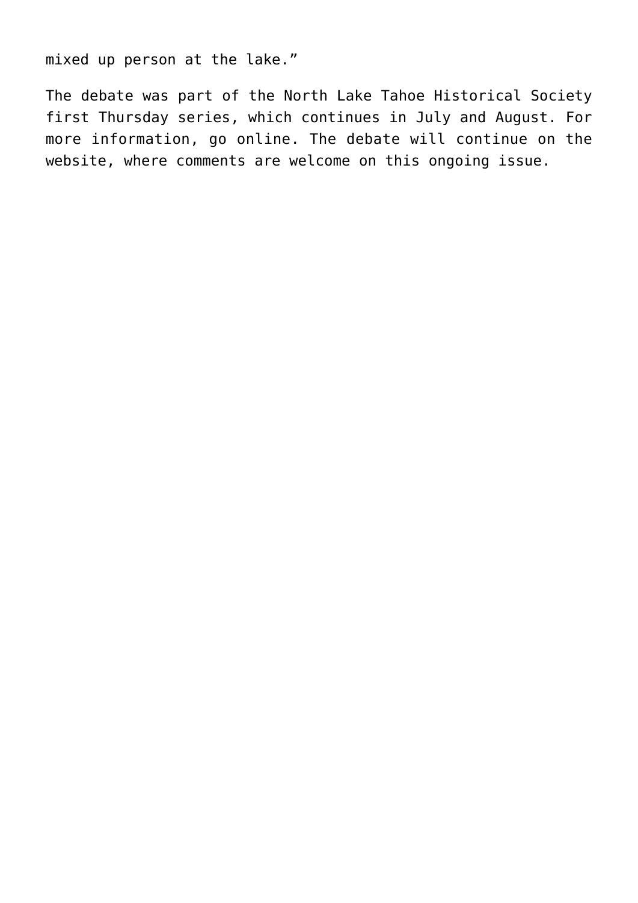mixed up person at the lake."

The debate was part of the North Lake Tahoe Historical Society first Thursday series, which continues in July and August. For more information, go online. The debate will continue on the website, where comments are welcome on this ongoing issue.